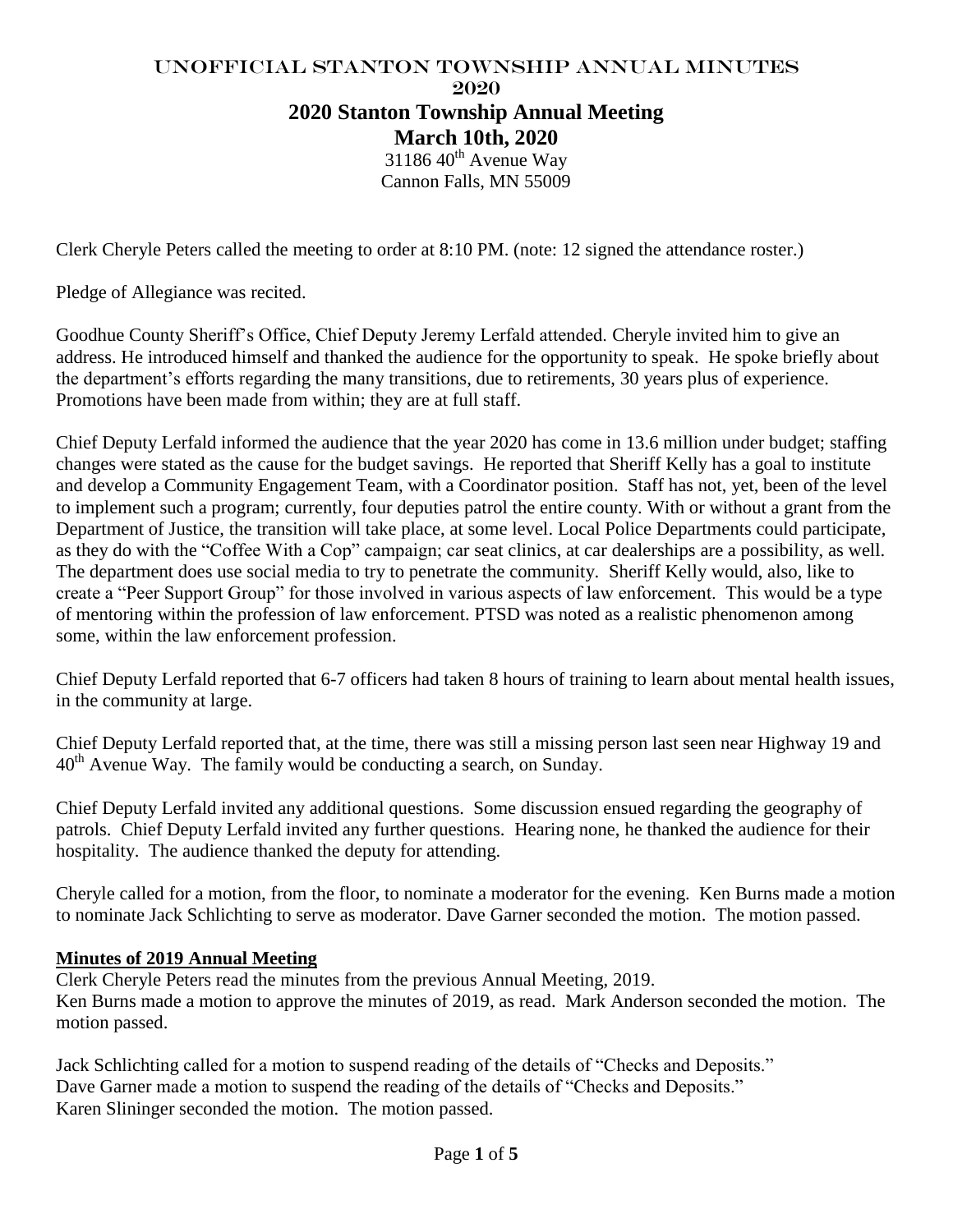# UNOFFICIAL STANTON TOWNSHIP ANNUAL MINUTES 2020

## 2020 Stanton Township Annual Meeting

## March 10th, 2020

31186 40th Avenue Way
Cannon Falls, MN 55009

Clerk Cheryle Peters called the meeting to order at 8:10 PM. (note: 12 signed the attendance roster.)

Pledge of Allegiance was recited.

Goodhue County Sheriff's Office, Chief Deputy Jeremy Lerfald attended. Cheryle invited him to give an address. He introduced himself and thanked the audience for the opportunity to speak. He spoke briefly about the department's efforts regarding the many transitions, due to retirements, 30 years plus of experience. Promotions have been made from within; they are at full staff.

Chief Deputy Lerfald informed the audience that the year 2020 has come in 13.6 million under budget; staffing changes were stated as the cause for the budget savings. He reported that Sheriff Kelly has a goal to institute and develop a Community Engagement Team, with a Coordinator position. Staff has not, yet, been of the level to implement such a program; currently, four deputies patrol the entire county. With or without a grant from the Department of Justice, the transition will take place, at some level. Local Police Departments could participate, as they do with the "Coffee With a Cop" campaign; car seat clinics, at car dealerships are a possibility, as well. The department does use social media to try to penetrate the community. Sheriff Kelly would, also, like to create a "Peer Support Group" for those involved in various aspects of law enforcement. This would be a type of mentoring within the profession of law enforcement. PTSD was noted as a realistic phenomenon among some, within the law enforcement profession.

Chief Deputy Lerfald reported that 6-7 officers had taken 8 hours of training to learn about mental health issues, in the community at large.

Chief Deputy Lerfald reported that, at the time, there was still a missing person last seen near Highway 19 and 40th Avenue Way. The family would be conducting a search, on Sunday.

Chief Deputy Lerfald invited any additional questions. Some discussion ensued regarding the geography of patrols. Chief Deputy Lerfald invited any further questions. Hearing none, he thanked the audience for their hospitality. The audience thanked the deputy for attending.

Cheryle called for a motion, from the floor, to nominate a moderator for the evening. Ken Burns made a motion to nominate Jack Schlichting to serve as moderator. Dave Garner seconded the motion. The motion passed.

**Minutes of 2019 Annual Meeting**

Clerk Cheryle Peters read the minutes from the previous Annual Meeting, 2019.
Ken Burns made a motion to approve the minutes of 2019, as read. Mark Anderson seconded the motion. The motion passed.

Jack Schlichting called for a motion to suspend reading of the details of "Checks and Deposits."
Dave Garner made a motion to suspend the reading of the details of "Checks and Deposits."
Karen Slininger seconded the motion. The motion passed.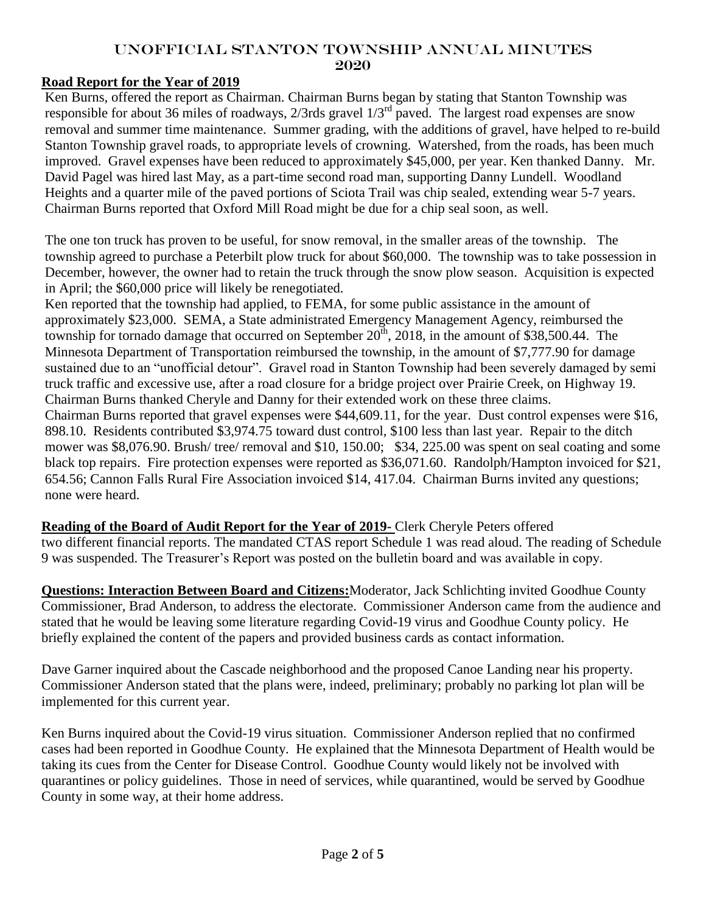# Unofficial Stanton Township Annual Minutes 2020

**Road Report for the Year of 2019**

Ken Burns, offered the report as Chairman. Chairman Burns began by stating that Stanton Township was responsible for about 36 miles of roadways, 2/3rds gravel 1/3rd paved. The largest road expenses are snow removal and summer time maintenance. Summer grading, with the additions of gravel, have helped to re-build Stanton Township gravel roads, to appropriate levels of crowning. Watershed, from the roads, has been much improved. Gravel expenses have been reduced to approximately $45,000, per year. Ken thanked Danny. Mr. David Pagel was hired last May, as a part-time second road man, supporting Danny Lundell. Woodland Heights and a quarter mile of the paved portions of Sciota Trail was chip sealed, extending wear 5-7 years. Chairman Burns reported that Oxford Mill Road might be due for a chip seal soon, as well.

The one ton truck has proven to be useful, for snow removal, in the smaller areas of the township. The township agreed to purchase a Peterbilt plow truck for about $60,000. The township was to take possession in December, however, the owner had to retain the truck through the snow plow season. Acquisition is expected in April; the $60,000 price will likely be renegotiated.

Ken reported that the township had applied, to FEMA, for some public assistance in the amount of approximately $23,000. SEMA, a State administrated Emergency Management Agency, reimbursed the township for tornado damage that occurred on September 20th, 2018, in the amount of $38,500.44. The Minnesota Department of Transportation reimbursed the township, in the amount of $7,777.90 for damage sustained due to an "unofficial detour". Gravel road in Stanton Township had been severely damaged by semi truck traffic and excessive use, after a road closure for a bridge project over Prairie Creek, on Highway 19. Chairman Burns thanked Cheryle and Danny for their extended work on these three claims.

Chairman Burns reported that gravel expenses were $44,609.11, for the year. Dust control expenses were $16, 898.10. Residents contributed $3,974.75 toward dust control, $100 less than last year. Repair to the ditch mower was $8,076.90. Brush/ tree/ removal and $10, 150.00; $34, 225.00 was spent on seal coating and some black top repairs. Fire protection expenses were reported as $36,071.60. Randolph/Hampton invoiced for $21, 654.56; Cannon Falls Rural Fire Association invoiced $14, 417.04. Chairman Burns invited any questions; none were heard.

**Reading of the Board of Audit Report for the Year of 2019-** Clerk Cheryle Peters offered two different financial reports. The mandated CTAS report Schedule 1 was read aloud. The reading of Schedule 9 was suspended. The Treasurer's Report was posted on the bulletin board and was available in copy.

**Questions: Interaction Between Board and Citizens:** Moderator, Jack Schlichting invited Goodhue County Commissioner, Brad Anderson, to address the electorate. Commissioner Anderson came from the audience and stated that he would be leaving some literature regarding Covid-19 virus and Goodhue County policy. He briefly explained the content of the papers and provided business cards as contact information.

Dave Garner inquired about the Cascade neighborhood and the proposed Canoe Landing near his property. Commissioner Anderson stated that the plans were, indeed, preliminary; probably no parking lot plan will be implemented for this current year.

Ken Burns inquired about the Covid-19 virus situation. Commissioner Anderson replied that no confirmed cases had been reported in Goodhue County. He explained that the Minnesota Department of Health would be taking its cues from the Center for Disease Control. Goodhue County would likely not be involved with quarantines or policy guidelines. Those in need of services, while quarantined, would be served by Goodhue County in some way, at their home address.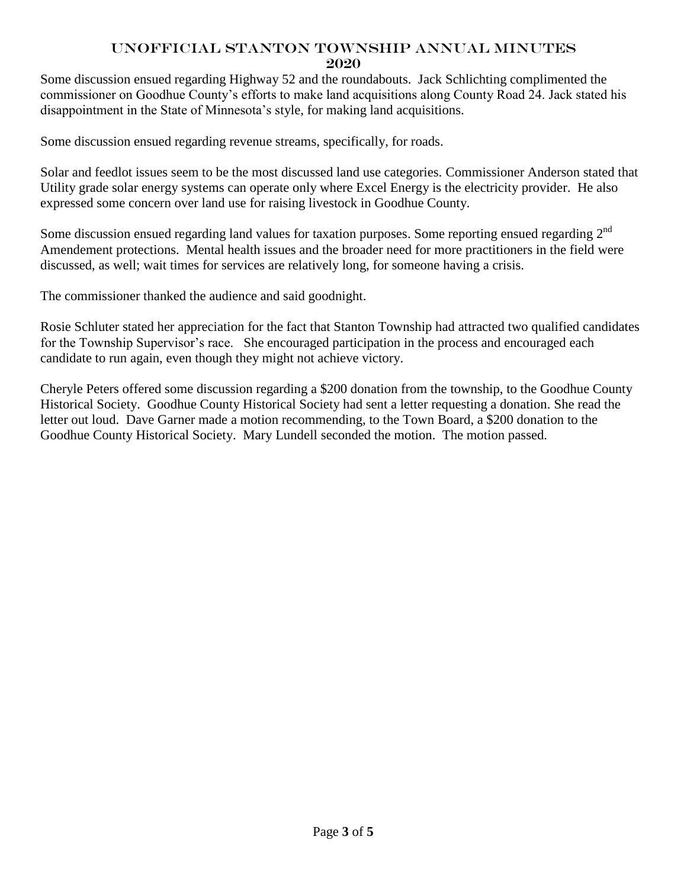# UNOFFICIAL STANTON TOWNSHIP ANNUAL MINUTES 2020

Some discussion ensued regarding Highway 52 and the roundabouts. Jack Schlichting complimented the commissioner on Goodhue County's efforts to make land acquisitions along County Road 24. Jack stated his disappointment in the State of Minnesota's style, for making land acquisitions.

Some discussion ensued regarding revenue streams, specifically, for roads.

Solar and feedlot issues seem to be the most discussed land use categories. Commissioner Anderson stated that Utility grade solar energy systems can operate only where Excel Energy is the electricity provider. He also expressed some concern over land use for raising livestock in Goodhue County.

Some discussion ensued regarding land values for taxation purposes. Some reporting ensued regarding 2nd Amendement protections. Mental health issues and the broader need for more practitioners in the field were discussed, as well; wait times for services are relatively long, for someone having a crisis.

The commissioner thanked the audience and said goodnight.

Rosie Schluter stated her appreciation for the fact that Stanton Township had attracted two qualified candidates for the Township Supervisor's race. She encouraged participation in the process and encouraged each candidate to run again, even though they might not achieve victory.

Cheryle Peters offered some discussion regarding a $200 donation from the township, to the Goodhue County Historical Society. Goodhue County Historical Society had sent a letter requesting a donation. She read the letter out loud. Dave Garner made a motion recommending, to the Town Board, a $200 donation to the Goodhue County Historical Society. Mary Lundell seconded the motion. The motion passed.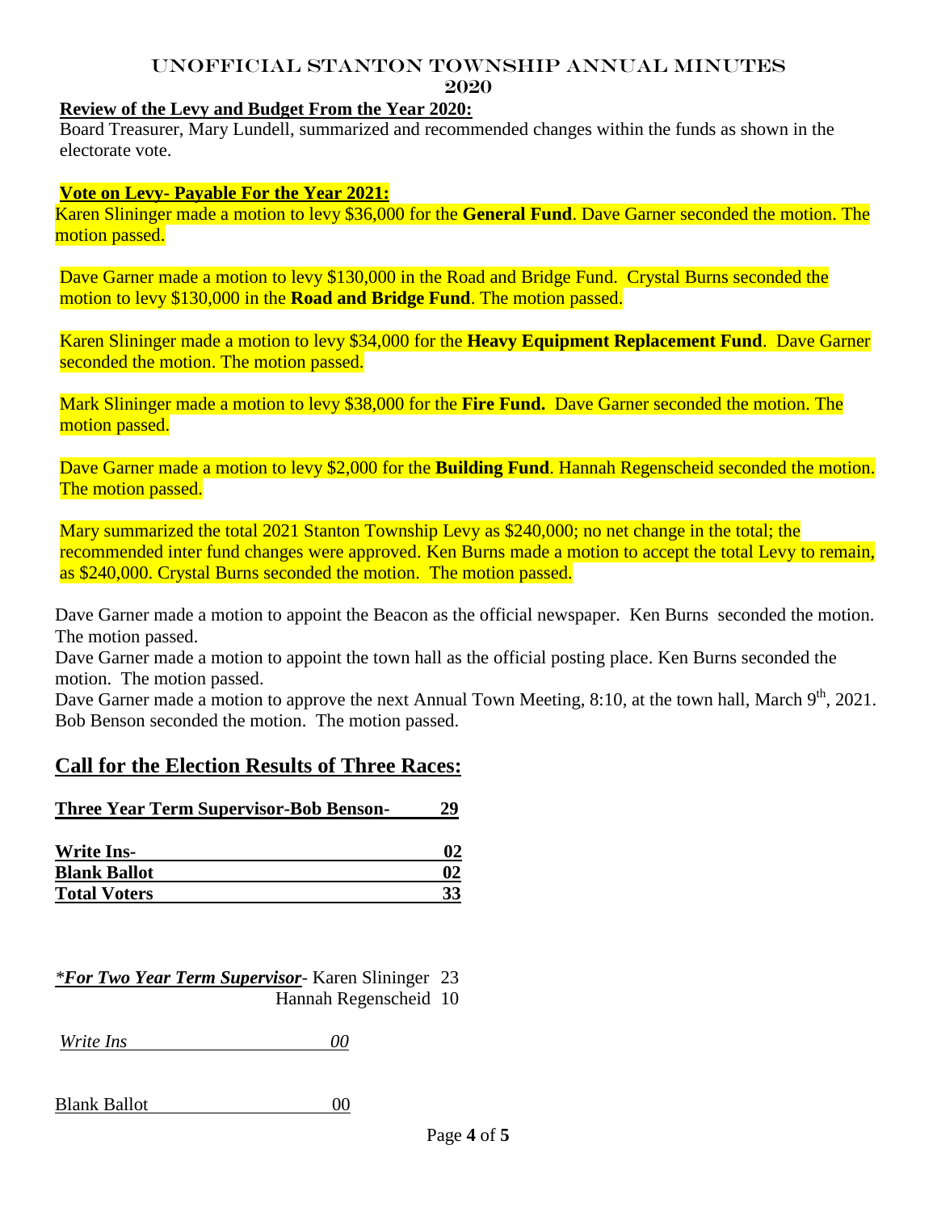# UNOFFICIAL STANTON TOWNSHIP ANNUAL MINUTES 2020

**Review of the Levy and Budget From the Year 2020:**

Board Treasurer, Mary Lundell, summarized and recommended changes within the funds as shown in the electorate vote.

**Vote on Levy- Payable For the Year 2021:**

Karen Slininger made a motion to levy $36,000 for the **General Fund**. Dave Garner seconded the motion. The motion passed.

Dave Garner made a motion to levy $130,000 in the Road and Bridge Fund. Crystal Burns seconded the motion to levy $130,000 in the **Road and Bridge Fund**. The motion passed.

Karen Slininger made a motion to levy $34,000 for the **Heavy Equipment Replacement Fund**. Dave Garner seconded the motion. The motion passed.

Mark Slininger made a motion to levy $38,000 for the **Fire Fund.** Dave Garner seconded the motion. The motion passed.

Dave Garner made a motion to levy $2,000 for the **Building Fund**. Hannah Regenscheid seconded the motion. The motion passed.

Mary summarized the total 2021 Stanton Township Levy as $240,000; no net change in the total; the recommended inter fund changes were approved. Ken Burns made a motion to accept the total Levy to remain, as $240,000. Crystal Burns seconded the motion. The motion passed.

Dave Garner made a motion to appoint the Beacon as the official newspaper. Ken Burns seconded the motion. The motion passed.
Dave Garner made a motion to appoint the town hall as the official posting place. Ken Burns seconded the motion. The motion passed.
Dave Garner made a motion to approve the next Annual Town Meeting, 8:10, at the town hall, March 9th, 2021. Bob Benson seconded the motion. The motion passed.

## Call for the Election Results of Three Races:

| | |
|---|---|
| **Three Year Term Supervisor-Bob Benson-** | **29** |
| **Write Ins-** | **02** |
| **Blank Ballot** | **02** |
| **Total Voters** | **33** |

*For Two Year Term Supervisor*- Karen Slininger 23
Hannah Regenscheid 10

*Write Ins* *00*

Blank Ballot 00